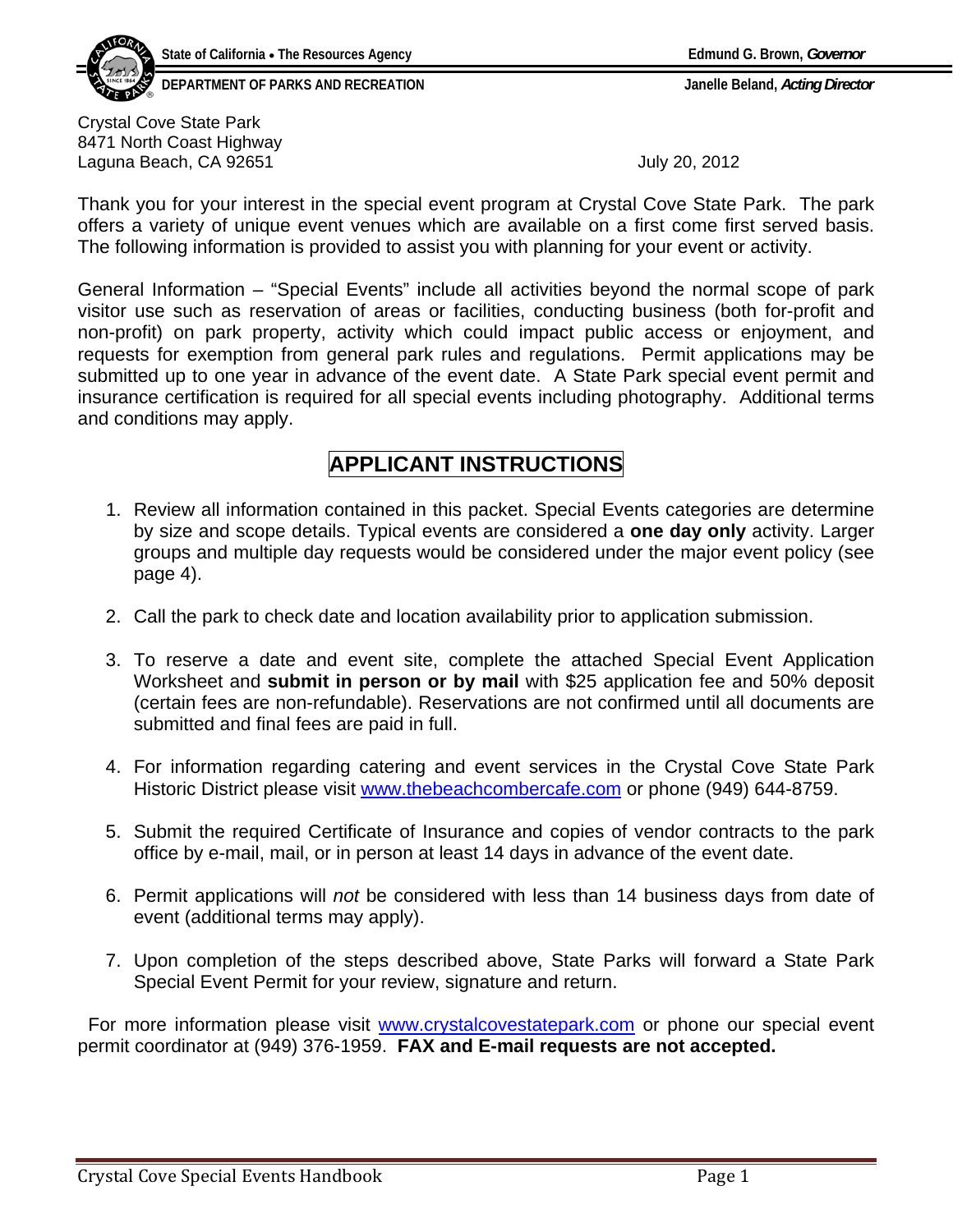State of California • The Resources Agency — Edmund G. Brown, *Governor*

DEPARTMENT OF PARKS AND RECREATION — Janelle Beland, *Acting Director*

Crystal Cove State Park
8471 North Coast Highway
Laguna Beach, CA 92651

July 20, 2012

Thank you for your interest in the special event program at Crystal Cove State Park. The park offers a variety of unique event venues which are available on a first come first served basis. The following information is provided to assist you with planning for your event or activity.

General Information – "Special Events" include all activities beyond the normal scope of park visitor use such as reservation of areas or facilities, conducting business (both for-profit and non-profit) on park property, activity which could impact public access or enjoyment, and requests for exemption from general park rules and regulations. Permit applications may be submitted up to one year in advance of the event date. A State Park special event permit and insurance certification is required for all special events including photography. Additional terms and conditions may apply.

## APPLICANT INSTRUCTIONS

1. Review all information contained in this packet. Special Events categories are determine by size and scope details. Typical events are considered a **one day only** activity. Larger groups and multiple day requests would be considered under the major event policy (see page 4).

2. Call the park to check date and location availability prior to application submission.

3. To reserve a date and event site, complete the attached Special Event Application Worksheet and **submit in person or by mail** with $25 application fee and 50% deposit (certain fees are non-refundable). Reservations are not confirmed until all documents are submitted and final fees are paid in full.

4. For information regarding catering and event services in the Crystal Cove State Park Historic District please visit www.thebeachcombercafe.com or phone (949) 644-8759.

5. Submit the required Certificate of Insurance and copies of vendor contracts to the park office by e-mail, mail, or in person at least 14 days in advance of the event date.

6. Permit applications will *not* be considered with less than 14 business days from date of event (additional terms may apply).

7. Upon completion of the steps described above, State Parks will forward a State Park Special Event Permit for your review, signature and return.

For more information please visit www.crystalcovestatepark.com or phone our special event permit coordinator at (949) 376-1959. **FAX and E-mail requests are not accepted.**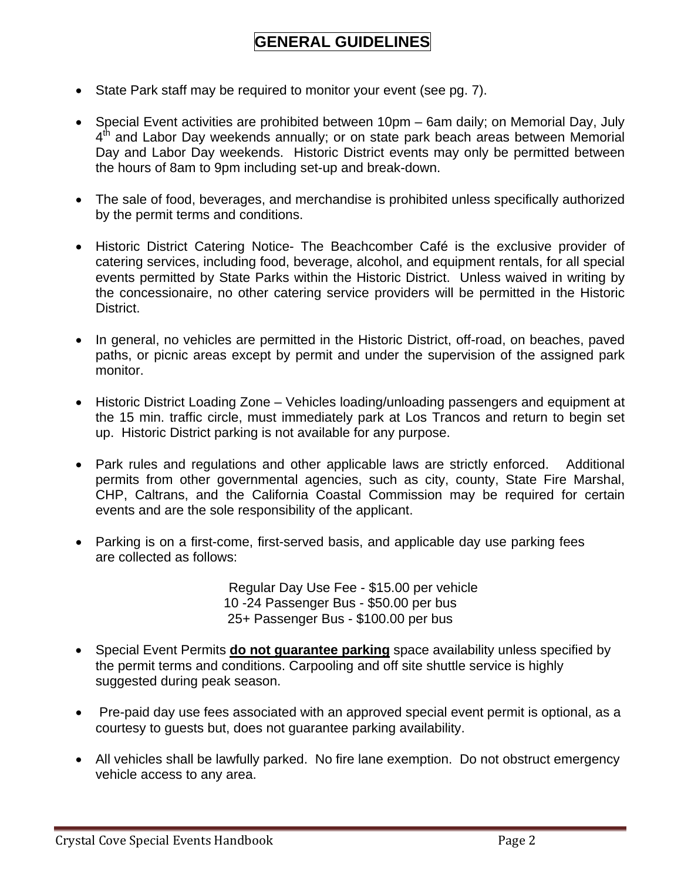# GENERAL GUIDELINES

- State Park staff may be required to monitor your event (see pg. 7).

- Special Event activities are prohibited between 10pm – 6am daily; on Memorial Day, July 4th and Labor Day weekends annually; or on state park beach areas between Memorial Day and Labor Day weekends. Historic District events may only be permitted between the hours of 8am to 9pm including set-up and break-down.

- The sale of food, beverages, and merchandise is prohibited unless specifically authorized by the permit terms and conditions.

- Historic District Catering Notice- The Beachcomber Café is the exclusive provider of catering services, including food, beverage, alcohol, and equipment rentals, for all special events permitted by State Parks within the Historic District. Unless waived in writing by the concessionaire, no other catering service providers will be permitted in the Historic District.

- In general, no vehicles are permitted in the Historic District, off-road, on beaches, paved paths, or picnic areas except by permit and under the supervision of the assigned park monitor.

- Historic District Loading Zone – Vehicles loading/unloading passengers and equipment at the 15 min. traffic circle, must immediately park at Los Trancos and return to begin set up. Historic District parking is not available for any purpose.

- Park rules and regulations and other applicable laws are strictly enforced. Additional permits from other governmental agencies, such as city, county, State Fire Marshal, CHP, Caltrans, and the California Coastal Commission may be required for certain events and are the sole responsibility of the applicant.

- Parking is on a first-come, first-served basis, and applicable day use parking fees are collected as follows:

  Regular Day Use Fee - $15.00 per vehicle
  10 -24 Passenger Bus - $50.00 per bus
  25+ Passenger Bus - $100.00 per bus

- Special Event Permits **do not guarantee parking** space availability unless specified by the permit terms and conditions. Carpooling and off site shuttle service is highly suggested during peak season.

- Pre-paid day use fees associated with an approved special event permit is optional, as a courtesy to guests but, does not guarantee parking availability.

- All vehicles shall be lawfully parked. No fire lane exemption. Do not obstruct emergency vehicle access to any area.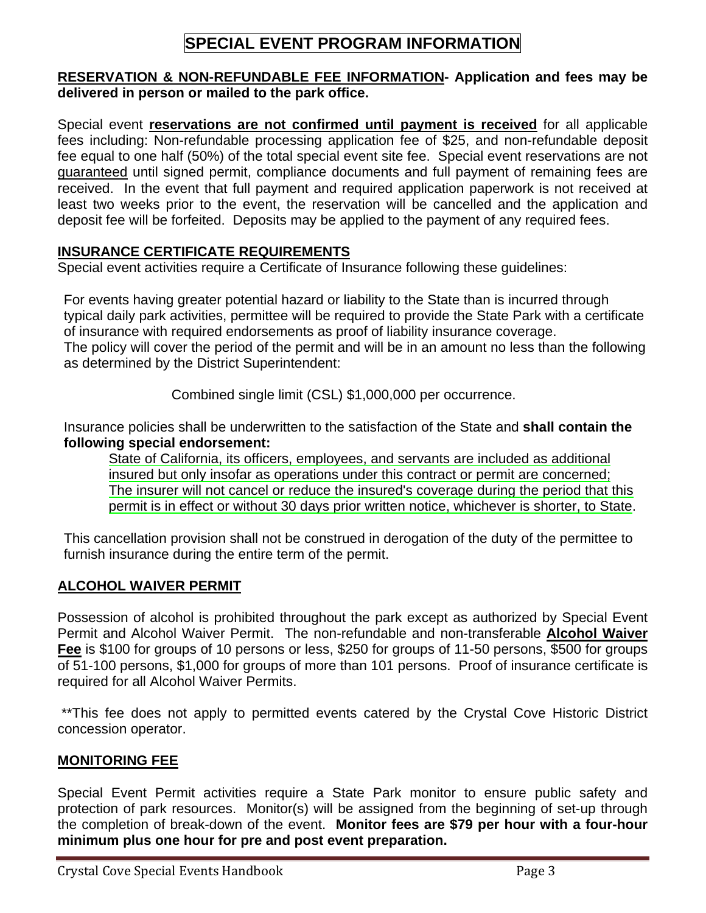# SPECIAL EVENT PROGRAM INFORMATION

**RESERVATION & NON-REFUNDABLE FEE INFORMATION- Application and fees may be delivered in person or mailed to the park office.**

Special event **reservations are not confirmed until payment is received** for all applicable fees including: Non-refundable processing application fee of $25, and non-refundable deposit fee equal to one half (50%) of the total special event site fee. Special event reservations are not guaranteed until signed permit, compliance documents and full payment of remaining fees are received. In the event that full payment and required application paperwork is not received at least two weeks prior to the event, the reservation will be cancelled and the application and deposit fee will be forfeited. Deposits may be applied to the payment of any required fees.

**INSURANCE CERTIFICATE REQUIREMENTS**

Special event activities require a Certificate of Insurance following these guidelines:

For events having greater potential hazard or liability to the State than is incurred through typical daily park activities, permittee will be required to provide the State Park with a certificate of insurance with required endorsements as proof of liability insurance coverage.
The policy will cover the period of the permit and will be in an amount no less than the following as determined by the District Superintendent:

Combined single limit (CSL) $1,000,000 per occurrence.

Insurance policies shall be underwritten to the satisfaction of the State and **shall contain the following special endorsement:**

State of California, its officers, employees, and servants are included as additional insured but only insofar as operations under this contract or permit are concerned; The insurer will not cancel or reduce the insured's coverage during the period that this permit is in effect or without 30 days prior written notice, whichever is shorter, to State.

This cancellation provision shall not be construed in derogation of the duty of the permittee to furnish insurance during the entire term of the permit.

**ALCOHOL WAIVER PERMIT**

Possession of alcohol is prohibited throughout the park except as authorized by Special Event Permit and Alcohol Waiver Permit. The non-refundable and non-transferable **Alcohol Waiver Fee** is $100 for groups of 10 persons or less, $250 for groups of 11-50 persons, $500 for groups of 51-100 persons, $1,000 for groups of more than 101 persons. Proof of insurance certificate is required for all Alcohol Waiver Permits.

**This fee does not apply to permitted events catered by the Crystal Cove Historic District concession operator.

**MONITORING FEE**

Special Event Permit activities require a State Park monitor to ensure public safety and protection of park resources. Monitor(s) will be assigned from the beginning of set-up through the completion of break-down of the event. **Monitor fees are $79 per hour with a four-hour minimum plus one hour for pre and post event preparation.**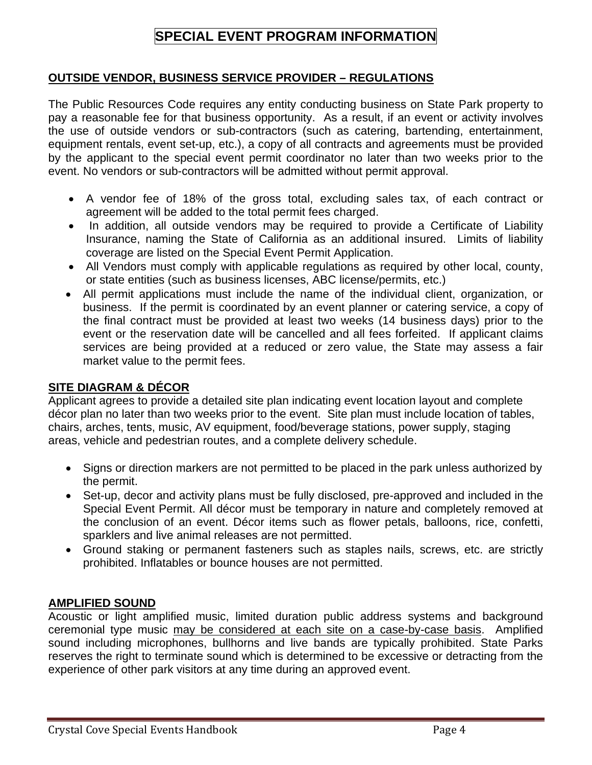# SPECIAL EVENT PROGRAM INFORMATION

## OUTSIDE VENDOR, BUSINESS SERVICE PROVIDER – REGULATIONS

The Public Resources Code requires any entity conducting business on State Park property to pay a reasonable fee for that business opportunity. As a result, if an event or activity involves the use of outside vendors or sub-contractors (such as catering, bartending, entertainment, equipment rentals, event set-up, etc.), a copy of all contracts and agreements must be provided by the applicant to the special event permit coordinator no later than two weeks prior to the event. No vendors or sub-contractors will be admitted without permit approval.

- A vendor fee of 18% of the gross total, excluding sales tax, of each contract or agreement will be added to the total permit fees charged.
- In addition, all outside vendors may be required to provide a Certificate of Liability Insurance, naming the State of California as an additional insured. Limits of liability coverage are listed on the Special Event Permit Application.
- All Vendors must comply with applicable regulations as required by other local, county, or state entities (such as business licenses, ABC license/permits, etc.)
- All permit applications must include the name of the individual client, organization, or business. If the permit is coordinated by an event planner or catering service, a copy of the final contract must be provided at least two weeks (14 business days) prior to the event or the reservation date will be cancelled and all fees forfeited. If applicant claims services are being provided at a reduced or zero value, the State may assess a fair market value to the permit fees.

## SITE DIAGRAM & DÉCOR

Applicant agrees to provide a detailed site plan indicating event location layout and complete décor plan no later than two weeks prior to the event. Site plan must include location of tables, chairs, arches, tents, music, AV equipment, food/beverage stations, power supply, staging areas, vehicle and pedestrian routes, and a complete delivery schedule.

- Signs or direction markers are not permitted to be placed in the park unless authorized by the permit.
- Set-up, decor and activity plans must be fully disclosed, pre-approved and included in the Special Event Permit. All décor must be temporary in nature and completely removed at the conclusion of an event. Décor items such as flower petals, balloons, rice, confetti, sparklers and live animal releases are not permitted.
- Ground staking or permanent fasteners such as staples nails, screws, etc. are strictly prohibited. Inflatables or bounce houses are not permitted.

## AMPLIFIED SOUND

Acoustic or light amplified music, limited duration public address systems and background ceremonial type music <u>may be considered at each site on a case-by-case basis</u>. Amplified sound including microphones, bullhorns and live bands are typically prohibited. State Parks reserves the right to terminate sound which is determined to be excessive or detracting from the experience of other park visitors at any time during an approved event.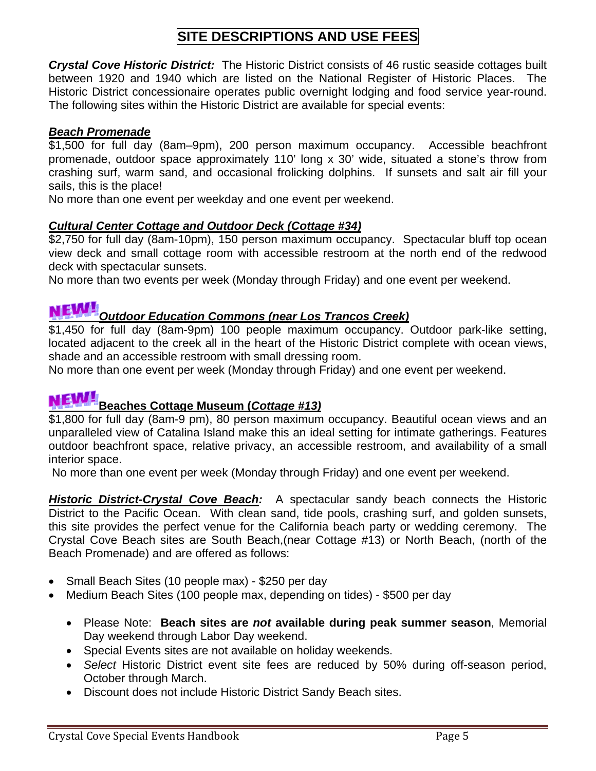# SITE DESCRIPTIONS AND USE FEES

***Crystal Cove Historic District:*** The Historic District consists of 46 rustic seaside cottages built between 1920 and 1940 which are listed on the National Register of Historic Places. The Historic District concessionaire operates public overnight lodging and food service year-round. The following sites within the Historic District are available for special events:

***Beach Promenade***

$1,500 for full day (8am–9pm), 200 person maximum occupancy. Accessible beachfront promenade, outdoor space approximately 110' long x 30' wide, situated a stone's throw from crashing surf, warm sand, and occasional frolicking dolphins. If sunsets and salt air fill your sails, this is the place!

No more than one event per weekday and one event per weekend.

***Cultural Center Cottage and Outdoor Deck (Cottage #34)***

$2,750 for full day (8am-10pm), 150 person maximum occupancy. Spectacular bluff top ocean view deck and small cottage room with accessible restroom at the north end of the redwood deck with spectacular sunsets.

No more than two events per week (Monday through Friday) and one event per weekend.

**NEW!** ***Outdoor Education Commons (near Los Trancos Creek)***

$1,450 for full day (8am-9pm) 100 people maximum occupancy. Outdoor park-like setting, located adjacent to the creek all in the heart of the Historic District complete with ocean views, shade and an accessible restroom with small dressing room.

No more than one event per week (Monday through Friday) and one event per weekend.

**NEW!** **Beaches Cottage Museum (*Cottage #13*)**

$1,800 for full day (8am-9 pm), 80 person maximum occupancy. Beautiful ocean views and an unparalleled view of Catalina Island make this an ideal setting for intimate gatherings. Features outdoor beachfront space, relative privacy, an accessible restroom, and availability of a small interior space.

No more than one event per week (Monday through Friday) and one event per weekend.

***Historic District-Crystal Cove Beach:*** A spectacular sandy beach connects the Historic District to the Pacific Ocean. With clean sand, tide pools, crashing surf, and golden sunsets, this site provides the perfect venue for the California beach party or wedding ceremony. The Crystal Cove Beach sites are South Beach,(near Cottage #13) or North Beach, (north of the Beach Promenade) and are offered as follows:

- Small Beach Sites (10 people max) - $250 per day
- Medium Beach Sites (100 people max, depending on tides) - $500 per day
  - Please Note: **Beach sites are *not* available during peak summer season**, Memorial Day weekend through Labor Day weekend.
  - Special Events sites are not available on holiday weekends.
  - *Select* Historic District event site fees are reduced by 50% during off-season period, October through March.
  - Discount does not include Historic District Sandy Beach sites.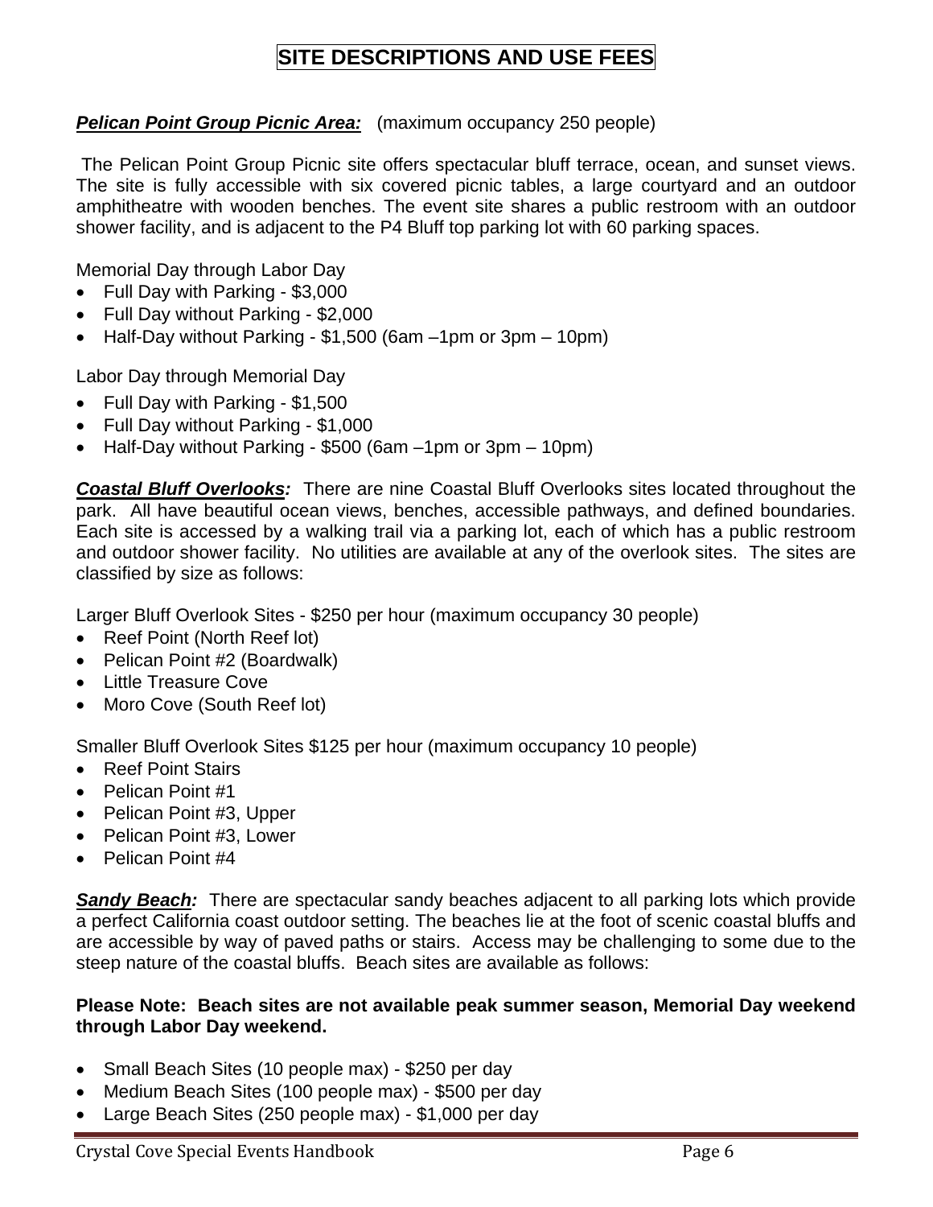# SITE DESCRIPTIONS AND USE FEES

***Pelican Point Group Picnic Area:*** (maximum occupancy 250 people)

The Pelican Point Group Picnic site offers spectacular bluff terrace, ocean, and sunset views. The site is fully accessible with six covered picnic tables, a large courtyard and an outdoor amphitheatre with wooden benches. The event site shares a public restroom with an outdoor shower facility, and is adjacent to the P4 Bluff top parking lot with 60 parking spaces.

Memorial Day through Labor Day

- Full Day with Parking - $3,000
- Full Day without Parking - $2,000
- Half-Day without Parking - $1,500 (6am –1pm or 3pm – 10pm)

Labor Day through Memorial Day

- Full Day with Parking - $1,500
- Full Day without Parking - $1,000
- Half-Day without Parking - $500 (6am –1pm or 3pm – 10pm)

***Coastal Bluff Overlooks:*** There are nine Coastal Bluff Overlooks sites located throughout the park. All have beautiful ocean views, benches, accessible pathways, and defined boundaries. Each site is accessed by a walking trail via a parking lot, each of which has a public restroom and outdoor shower facility. No utilities are available at any of the overlook sites. The sites are classified by size as follows:

Larger Bluff Overlook Sites - $250 per hour (maximum occupancy 30 people)

- Reef Point (North Reef lot)
- Pelican Point #2 (Boardwalk)
- Little Treasure Cove
- Moro Cove (South Reef lot)

Smaller Bluff Overlook Sites $125 per hour (maximum occupancy 10 people)

- Reef Point Stairs
- Pelican Point #1
- Pelican Point #3, Upper
- Pelican Point #3, Lower
- Pelican Point #4

***Sandy Beach:*** There are spectacular sandy beaches adjacent to all parking lots which provide a perfect California coast outdoor setting. The beaches lie at the foot of scenic coastal bluffs and are accessible by way of paved paths or stairs. Access may be challenging to some due to the steep nature of the coastal bluffs. Beach sites are available as follows:

**Please Note: Beach sites are not available peak summer season, Memorial Day weekend through Labor Day weekend.**

- Small Beach Sites (10 people max) - $250 per day
- Medium Beach Sites (100 people max) - $500 per day
- Large Beach Sites (250 people max) - $1,000 per day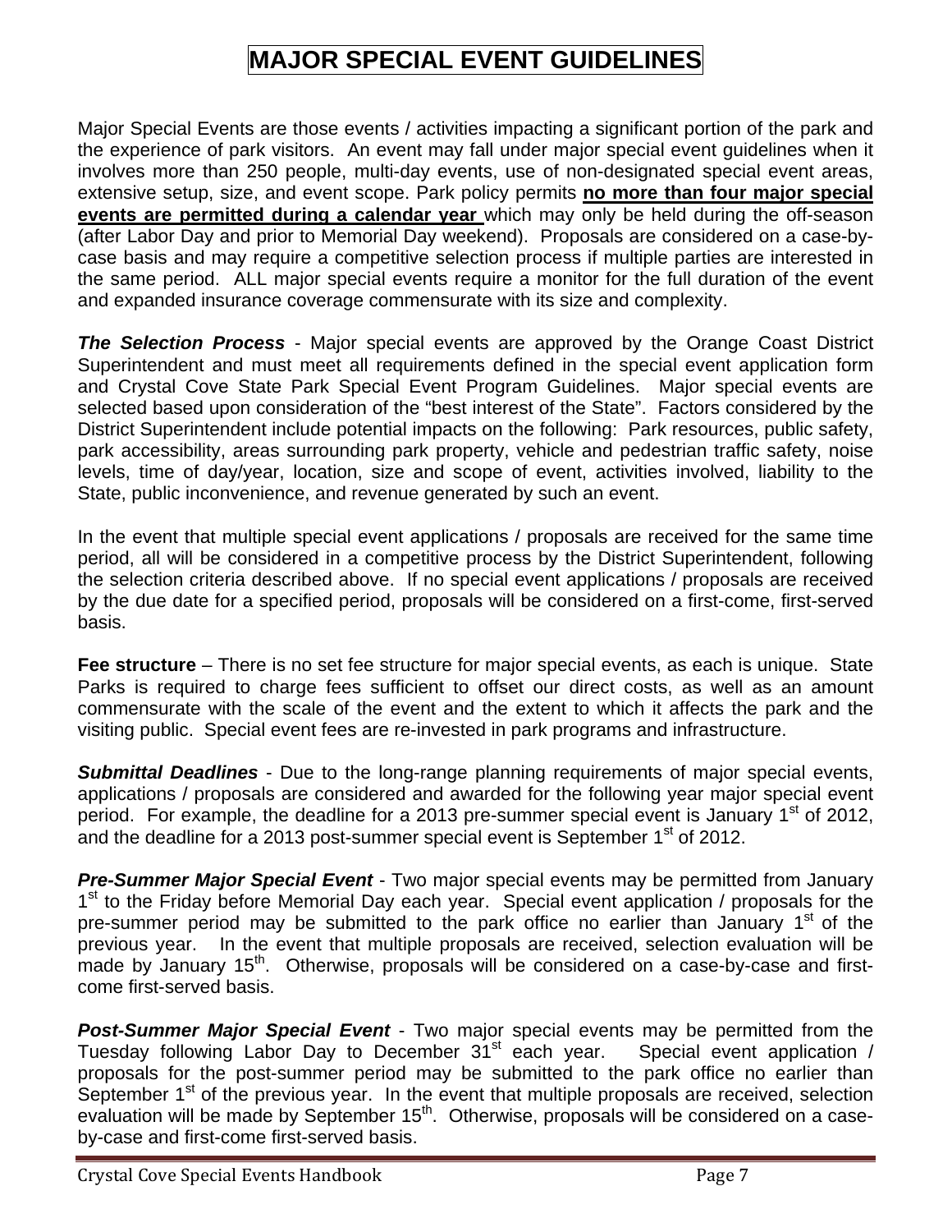# MAJOR SPECIAL EVENT GUIDELINES

Major Special Events are those events / activities impacting a significant portion of the park and the experience of park visitors. An event may fall under major special event guidelines when it involves more than 250 people, multi-day events, use of non-designated special event areas, extensive setup, size, and event scope. Park policy permits **no more than four major special events are permitted during a calendar year** which may only be held during the off-season (after Labor Day and prior to Memorial Day weekend). Proposals are considered on a case-by-case basis and may require a competitive selection process if multiple parties are interested in the same period. ALL major special events require a monitor for the full duration of the event and expanded insurance coverage commensurate with its size and complexity.

***The Selection Process*** - Major special events are approved by the Orange Coast District Superintendent and must meet all requirements defined in the special event application form and Crystal Cove State Park Special Event Program Guidelines. Major special events are selected based upon consideration of the "best interest of the State". Factors considered by the District Superintendent include potential impacts on the following: Park resources, public safety, park accessibility, areas surrounding park property, vehicle and pedestrian traffic safety, noise levels, time of day/year, location, size and scope of event, activities involved, liability to the State, public inconvenience, and revenue generated by such an event.

In the event that multiple special event applications / proposals are received for the same time period, all will be considered in a competitive process by the District Superintendent, following the selection criteria described above. If no special event applications / proposals are received by the due date for a specified period, proposals will be considered on a first-come, first-served basis.

**Fee structure** – There is no set fee structure for major special events, as each is unique. State Parks is required to charge fees sufficient to offset our direct costs, as well as an amount commensurate with the scale of the event and the extent to which it affects the park and the visiting public. Special event fees are re-invested in park programs and infrastructure.

***Submittal Deadlines*** - Due to the long-range planning requirements of major special events, applications / proposals are considered and awarded for the following year major special event period. For example, the deadline for a 2013 pre-summer special event is January 1st of 2012, and the deadline for a 2013 post-summer special event is September 1st of 2012.

***Pre-Summer Major Special Event*** - Two major special events may be permitted from January 1st to the Friday before Memorial Day each year. Special event application / proposals for the pre-summer period may be submitted to the park office no earlier than January 1st of the previous year. In the event that multiple proposals are received, selection evaluation will be made by January 15th. Otherwise, proposals will be considered on a case-by-case and first-come first-served basis.

***Post-Summer Major Special Event*** - Two major special events may be permitted from the Tuesday following Labor Day to December 31st each year. Special event application / proposals for the post-summer period may be submitted to the park office no earlier than September 1st of the previous year. In the event that multiple proposals are received, selection evaluation will be made by September 15th. Otherwise, proposals will be considered on a case-by-case and first-come first-served basis.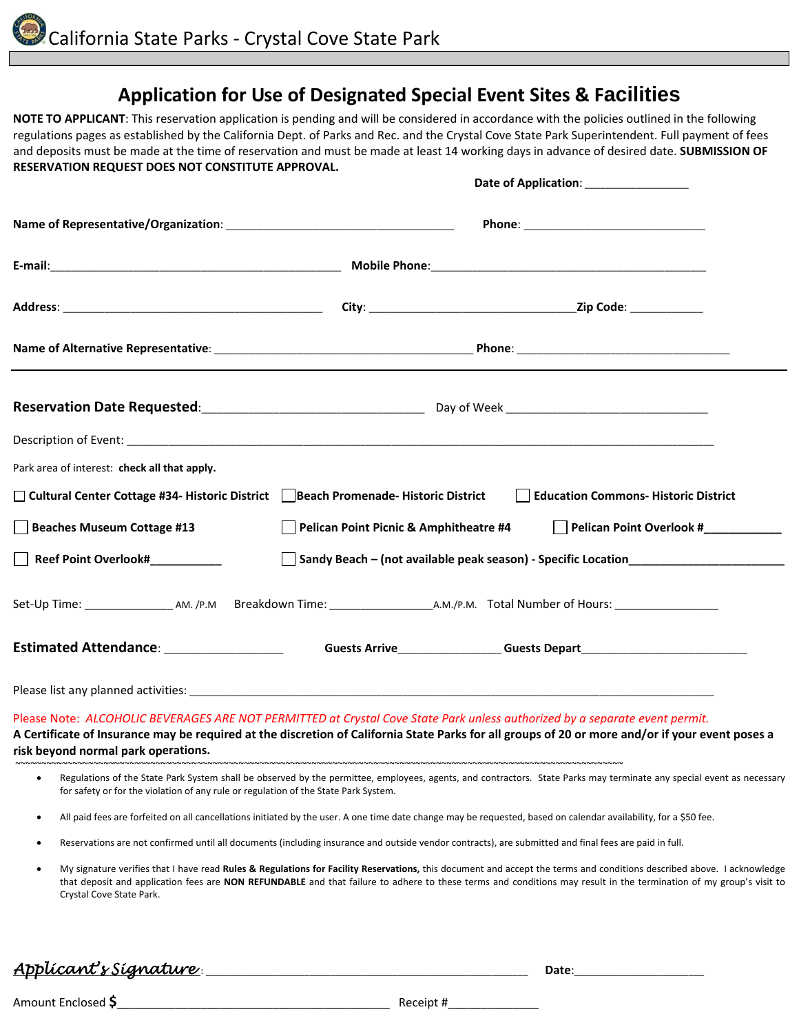California State Parks - Crystal Cove State Park

# Application for Use of Designated Special Event Sites & Facilities

**NOTE TO APPLICANT**: This reservation application is pending and will be considered in accordance with the policies outlined in the following regulations pages as established by the California Dept. of Parks and Rec. and the Crystal Cove State Park Superintendent. Full payment of fees and deposits must be made at the time of reservation and must be made at least 14 working days in advance of desired date. **SUBMISSION OF RESERVATION REQUEST DOES NOT CONSTITUTE APPROVAL.**

**Date of Application**: ________________

**Name of Representative/Organization**: ____________________________________ **Phone**: _____________________________

**E-mail**:_______________________________________________ **Mobile Phone**:_____________________________________________

**Address**: __________________________________________ **City**: _________________________________**Zip Code**: ____________

**Name of Alternative Representative**: __________________________________________ **Phone**: __________________________________

---

**Reservation Date Requested**:__________________________________ Day of Week ________________________________

Description of Event: ________________________________________________________________________________________________

Park area of interest: **check all that apply.**

- ☐ **Cultural Center Cottage #34- Historic District**
- ☐ **Beach Promenade- Historic District**
- ☐ **Education Commons- Historic District**
- ☐ **Beaches Museum Cottage #13**
- ☐ **Pelican Point Picnic & Amphitheatre #4**
- ☐ **Pelican Point Overlook #____________**
- ☐ **Reef Point Overlook#___________**
- ☐ **Sandy Beach – (not available peak season) - Specific Location________________________**

Set-Up Time: ______________ AM. /P.M Breakdown Time: ________________A.M./P.M. Total Number of Hours: ________________

**Estimated Attendance**: __________________ **Guests Arrive**________________ **Guests Depart**_________________________

Please list any planned activities: __________________________________________________________________________________

Please Note: *ALCOHOLIC BEVERAGES ARE NOT PERMITTED at Crystal Cove State Park unless authorized by a separate event permit.*

**A Certificate of Insurance may be required at the discretion of California State Parks for all groups of 20 or more and/or if your event poses a risk beyond normal park operations.**

- Regulations of the State Park System shall be observed by the permittee, employees, agents, and contractors. State Parks may terminate any special event as necessary for safety or for the violation of any rule or regulation of the State Park System.
- All paid fees are forfeited on all cancellations initiated by the user. A one time date change may be requested, based on calendar availability, for a $50 fee.
- Reservations are not confirmed until all documents (including insurance and outside vendor contracts), are submitted and final fees are paid in full.
- My signature verifies that I have read **Rules & Regulations for Facility Reservations,** this document and accept the terms and conditions described above. I acknowledge that deposit and application fees are **NON REFUNDABLE** and that failure to adhere to these terms and conditions may result in the termination of my group's visit to Crystal Cove State Park.

*Applicant's Signature*: ________________________________________________ **Date**:____________________

Amount Enclosed **$**_________________________________________ Receipt #______________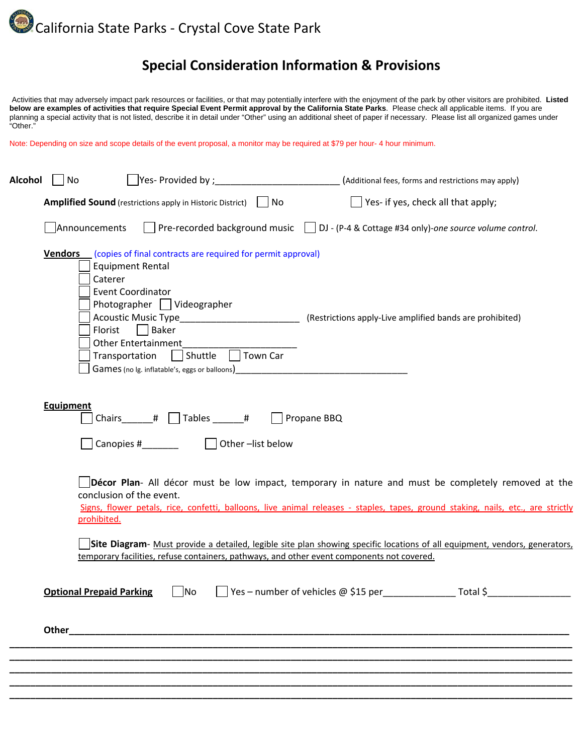California State Parks - Crystal Cove State Park

# Special Consideration Information & Provisions

Activities that may adversely impact park resources or facilities, or that may potentially interfere with the enjoyment of the park by other visitors are prohibited. **Listed below are examples of activities that require Special Event Permit approval by the California State Parks**. Please check all applicable items. If you are planning a special activity that is not listed, describe it in detail under "Other" using an additional sheet of paper if necessary. Please list all organized games under "Other."

Note: Depending on size and scope details of the event proposal, a monitor may be required at $79 per hour- 4 hour minimum.

**Alcohol** ☐ No ☐ Yes- Provided by ;_________________________ (Additional fees, forms and restrictions may apply)

**Amplified Sound** (restrictions apply in Historic District) ☐ No ☐ Yes- if yes, check all that apply;

☐ Announcements ☐ Pre-recorded background music ☐ DJ - (P-4 & Cottage #34 only)-*one source volume control*.

**Vendors**__ (copies of final contracts are required for permit approval)

- ☐ Equipment Rental
- ☐ Caterer
- ☐ Event Coordinator
- ☐ Photographer ☐ Videographer
- ☐ Acoustic Music Type________________________ (Restrictions apply-Live amplified bands are prohibited)
- ☐ Florist ☐ Baker
- ☐ Other Entertainment________________________
- ☐ Transportation ☐ Shuttle ☐ Town Car
- ☐ Games (no lg. inflatable's, eggs or balloons)____________________________________

**Equipment**

☐ Chairs______# ☐ Tables ______# ☐ Propane BBQ

☐ Canopies #_______ ☐ Other –list below

☐ **Décor Plan**- All décor must be low impact, temporary in nature and must be completely removed at the conclusion of the event.
Signs, flower petals, rice, confetti, balloons, live animal releases - staples, tapes, ground staking, nails, etc., are strictly prohibited.

☐ **Site Diagram**- Must provide a detailed, legible site plan showing specific locations of all equipment, vendors, generators, temporary facilities, refuse containers, pathways, and other event components not covered.

**Optional Prepaid Parking** ☐ No ☐ Yes – number of vehicles @ $15 per______________ Total $________________

**Other**______________________________________________________________________________________

__________________________________________________________________________________________________

__________________________________________________________________________________________________

__________________________________________________________________________________________________

__________________________________________________________________________________________________

__________________________________________________________________________________________________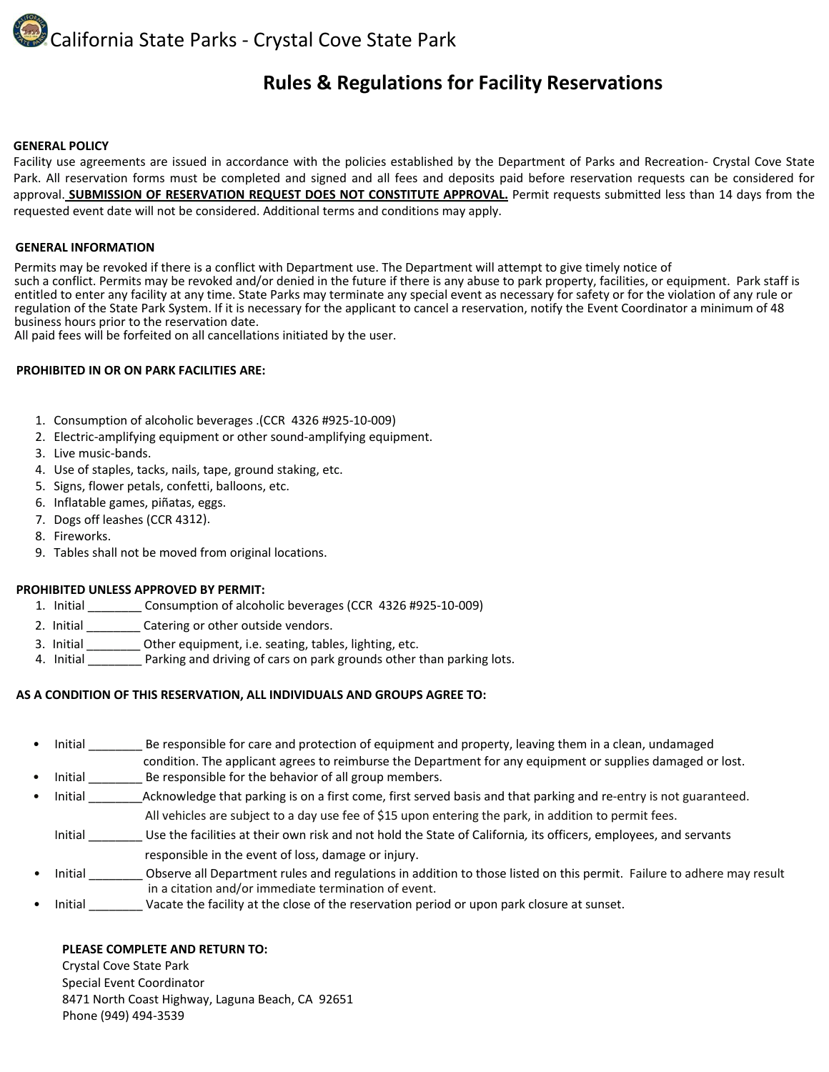# California State Parks - Crystal Cove State Park

## Rules & Regulations for Facility Reservations

**GENERAL POLICY**

Facility use agreements are issued in accordance with the policies established by the Department of Parks and Recreation- Crystal Cove State Park. All reservation forms must be completed and signed and all fees and deposits paid before reservation requests can be considered for approval. **SUBMISSION OF RESERVATION REQUEST DOES NOT CONSTITUTE APPROVAL.** Permit requests submitted less than 14 days from the requested event date will not be considered. Additional terms and conditions may apply.

**GENERAL INFORMATION**

Permits may be revoked if there is a conflict with Department use. The Department will attempt to give timely notice of such a conflict. Permits may be revoked and/or denied in the future if there is any abuse to park property, facilities, or equipment. Park staff is entitled to enter any facility at any time. State Parks may terminate any special event as necessary for safety or for the violation of any rule or regulation of the State Park System. If it is necessary for the applicant to cancel a reservation, notify the Event Coordinator a minimum of 48 business hours prior to the reservation date.
All paid fees will be forfeited on all cancellations initiated by the user.

**PROHIBITED IN OR ON PARK FACILITIES ARE:**

1. Consumption of alcoholic beverages .(CCR 4326 #925-10-009)
2. Electric-amplifying equipment or other sound-amplifying equipment.
3. Live music-bands.
4. Use of staples, tacks, nails, tape, ground staking, etc.
5. Signs, flower petals, confetti, balloons, etc.
6. Inflatable games, piñatas, eggs.
7. Dogs off leashes (CCR 4312).
8. Fireworks.
9. Tables shall not be moved from original locations.

**PROHIBITED UNLESS APPROVED BY PERMIT:**

1. Initial ________ Consumption of alcoholic beverages (CCR 4326 #925-10-009)
2. Initial ________ Catering or other outside vendors.
3. Initial ________ Other equipment, i.e. seating, tables, lighting, etc.
4. Initial ________ Parking and driving of cars on park grounds other than parking lots.

**AS A CONDITION OF THIS RESERVATION, ALL INDIVIDUALS AND GROUPS AGREE TO:**

- Initial ________ Be responsible for care and protection of equipment and property, leaving them in a clean, undamaged condition. The applicant agrees to reimburse the Department for any equipment or supplies damaged or lost.
- Initial ________ Be responsible for the behavior of all group members.
- Initial ________Acknowledge that parking is on a first come, first served basis and that parking and re-entry is not guaranteed. All vehicles are subject to a day use fee of $15 upon entering the park, in addition to permit fees.

  Initial ________ Use the facilities at their own risk and not hold the State of California, its officers, employees, and servants responsible in the event of loss, damage or injury.
- Initial ________ Observe all Department rules and regulations in addition to those listed on this permit. Failure to adhere may result in a citation and/or immediate termination of event.
- Initial ________ Vacate the facility at the close of the reservation period or upon park closure at sunset.

**PLEASE COMPLETE AND RETURN TO:**
Crystal Cove State Park
Special Event Coordinator
8471 North Coast Highway, Laguna Beach, CA 92651
Phone (949) 494-3539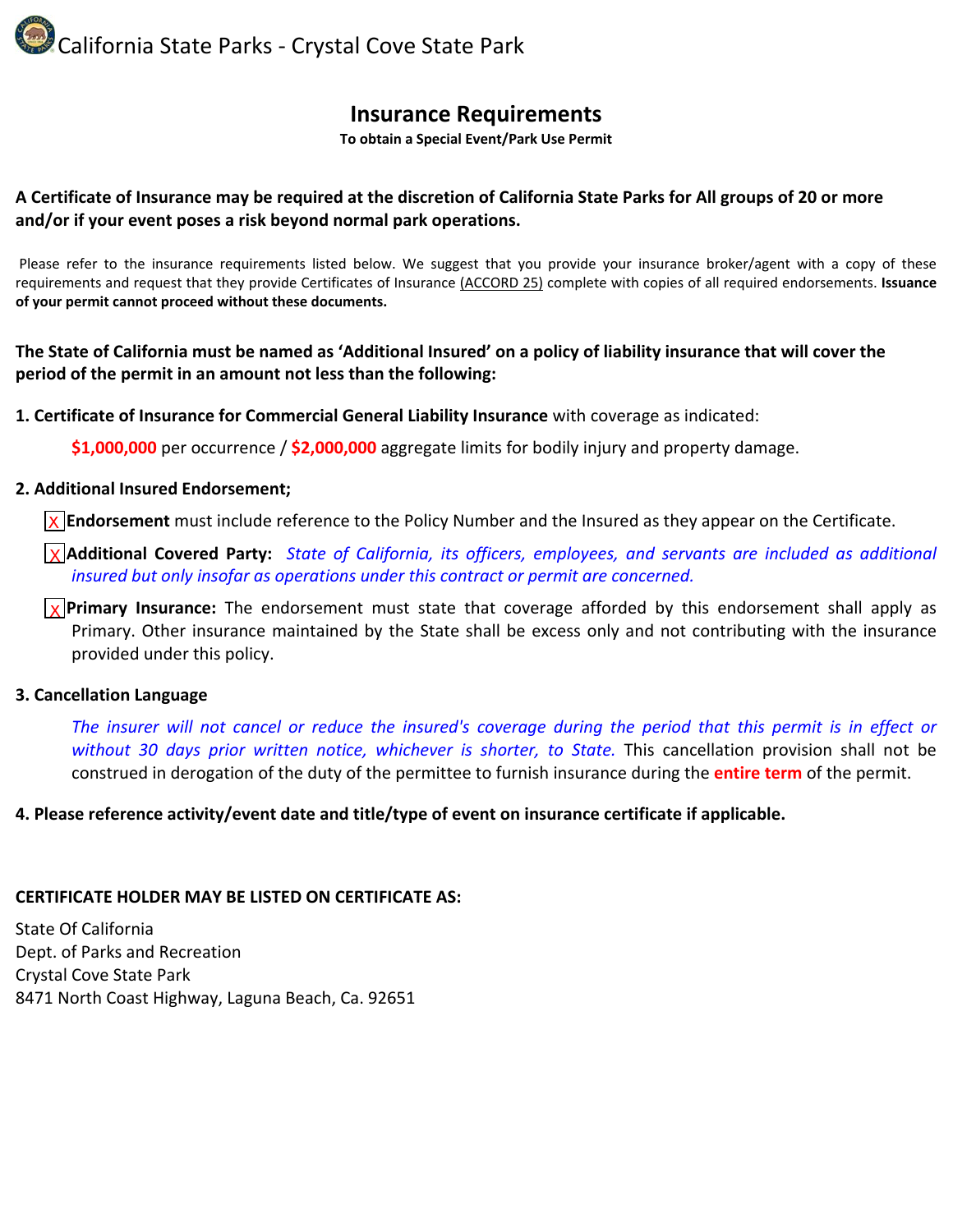California State Parks - Crystal Cove State Park

# Insurance Requirements

**To obtain a Special Event/Park Use Permit**

**A Certificate of Insurance may be required at the discretion of California State Parks for All groups of 20 or more and/or if your event poses a risk beyond normal park operations.**

Please refer to the insurance requirements listed below. We suggest that you provide your insurance broker/agent with a copy of these requirements and request that they provide Certificates of Insurance (ACCORD 25) complete with copies of all required endorsements. **Issuance of your permit cannot proceed without these documents.**

**The State of California must be named as 'Additional Insured' on a policy of liability insurance that will cover the period of the permit in an amount not less than the following:**

**1. Certificate of Insurance for Commercial General Liability Insurance** with coverage as indicated:

**$1,000,000** per occurrence / **$2,000,000** aggregate limits for bodily injury and property damage.

**2. Additional Insured Endorsement;**

- [X] **Endorsement** must include reference to the Policy Number and the Insured as they appear on the Certificate.
- [X] **Additional Covered Party:** *State of California, its officers, employees, and servants are included as additional insured but only insofar as operations under this contract or permit are concerned.*
- [X] **Primary Insurance:** The endorsement must state that coverage afforded by this endorsement shall apply as Primary. Other insurance maintained by the State shall be excess only and not contributing with the insurance provided under this policy.

**3. Cancellation Language**

*The insurer will not cancel or reduce the insured's coverage during the period that this permit is in effect or without 30 days prior written notice, whichever is shorter, to State.* This cancellation provision shall not be construed in derogation of the duty of the permittee to furnish insurance during the **entire term** of the permit.

**4. Please reference activity/event date and title/type of event on insurance certificate if applicable.**

**CERTIFICATE HOLDER MAY BE LISTED ON CERTIFICATE AS:**

State Of California
Dept. of Parks and Recreation
Crystal Cove State Park
8471 North Coast Highway, Laguna Beach, Ca. 92651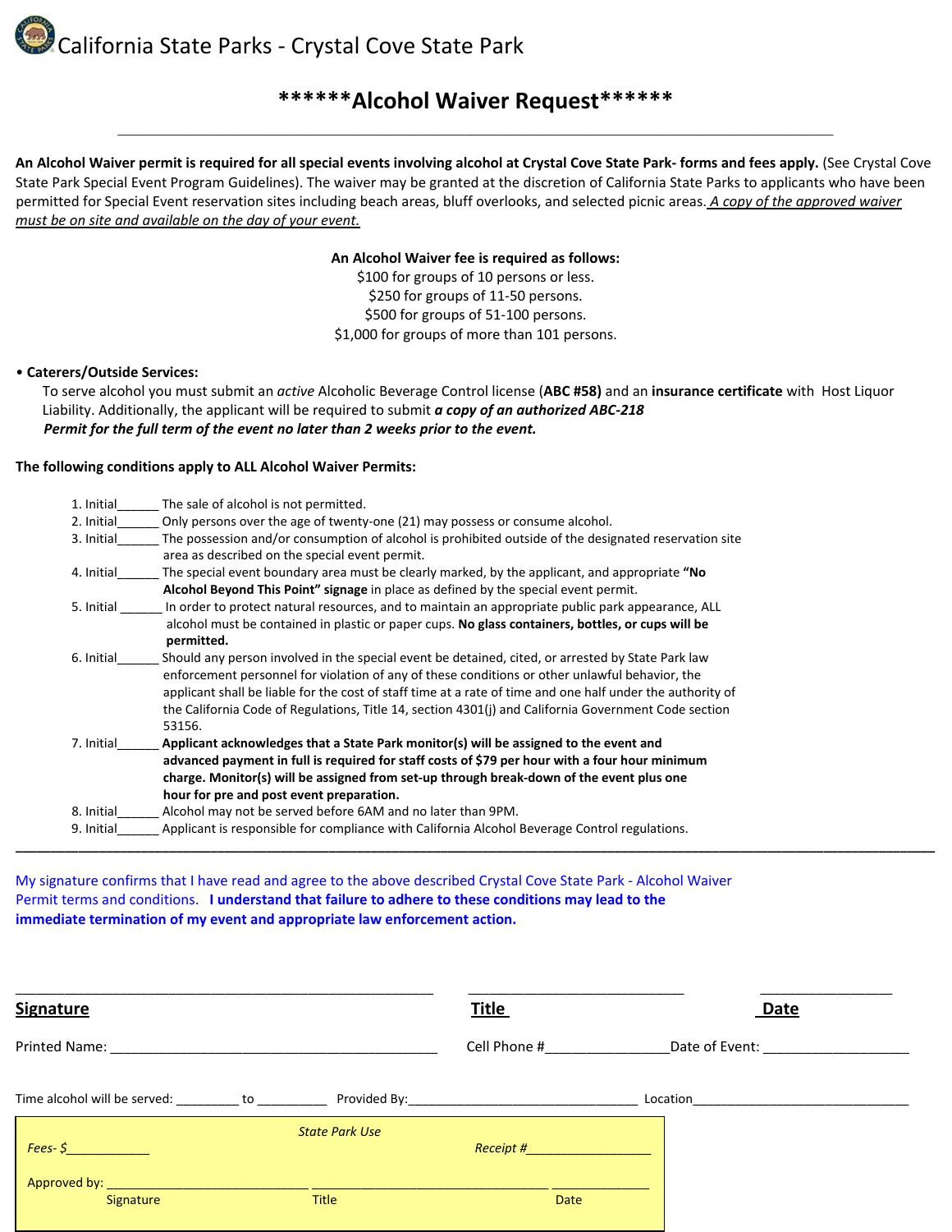# California State Parks - Crystal Cove State Park

## ******Alcohol Waiver Request******

**An Alcohol Waiver permit is required for all special events involving alcohol at Crystal Cove State Park- forms and fees apply.** (See Crystal Cove State Park Special Event Program Guidelines). The waiver may be granted at the discretion of California State Parks to applicants who have been permitted for Special Event reservation sites including beach areas, bluff overlooks, and selected picnic areas. *A copy of the approved waiver must be on site and available on the day of your event.*

**An Alcohol Waiver fee is required as follows:**
$100 for groups of 10 persons or less.
$250 for groups of 11-50 persons.
$500 for groups of 51-100 persons.
$1,000 for groups of more than 101 persons.

- **Caterers/Outside Services:**
  To serve alcohol you must submit an *active* Alcoholic Beverage Control license (**ABC #58)** and an **insurance certificate** with Host Liquor Liability. Additionally, the applicant will be required to submit ***a copy of an authorized ABC-218 Permit for the full term of the event no later than 2 weeks prior to the event.***

**The following conditions apply to ALL Alcohol Waiver Permits:**

1. Initial______ The sale of alcohol is not permitted.
2. Initial______ Only persons over the age of twenty-one (21) may possess or consume alcohol.
3. Initial______ The possession and/or consumption of alcohol is prohibited outside of the designated reservation site area as described on the special event permit.
4. Initial______ The special event boundary area must be clearly marked, by the applicant, and appropriate **"No Alcohol Beyond This Point" signage** in place as defined by the special event permit.
5. Initial ______ In order to protect natural resources, and to maintain an appropriate public park appearance, ALL alcohol must be contained in plastic or paper cups. **No glass containers, bottles, or cups will be permitted.**
6. Initial______ Should any person involved in the special event be detained, cited, or arrested by State Park law enforcement personnel for violation of any of these conditions or other unlawful behavior, the applicant shall be liable for the cost of staff time at a rate of time and one half under the authority of the California Code of Regulations, Title 14, section 4301(j) and California Government Code section 53156.
7. Initial______ **Applicant acknowledges that a State Park monitor(s) will be assigned to the event and advanced payment in full is required for staff costs of $79 per hour with a four hour minimum charge. Monitor(s) will be assigned from set-up through break-down of the event plus one hour for pre and post event preparation.**
8. Initial______ Alcohol may not be served before 6AM and no later than 9PM.
9. Initial______ Applicant is responsible for compliance with California Alcohol Beverage Control regulations.

---

My signature confirms that I have read and agree to the above described Crystal Cove State Park - Alcohol Waiver Permit terms and conditions. **I understand that failure to adhere to these conditions may lead to the immediate termination of my event and appropriate law enforcement action.**

_______________________________________ _________________________ ________________
**Signature** **Title** **Date**

Printed Name: ________________________________________ Cell Phone #________________ Date of Event: ___________________

Time alcohol will be served: _________ to __________ Provided By:_______________________________ Location______________________________

*State Park Use*

*Fees- $*____________ *Receipt #*__________________

Approved by: ____________________________ ________________________________ ______________
Signature Title Date